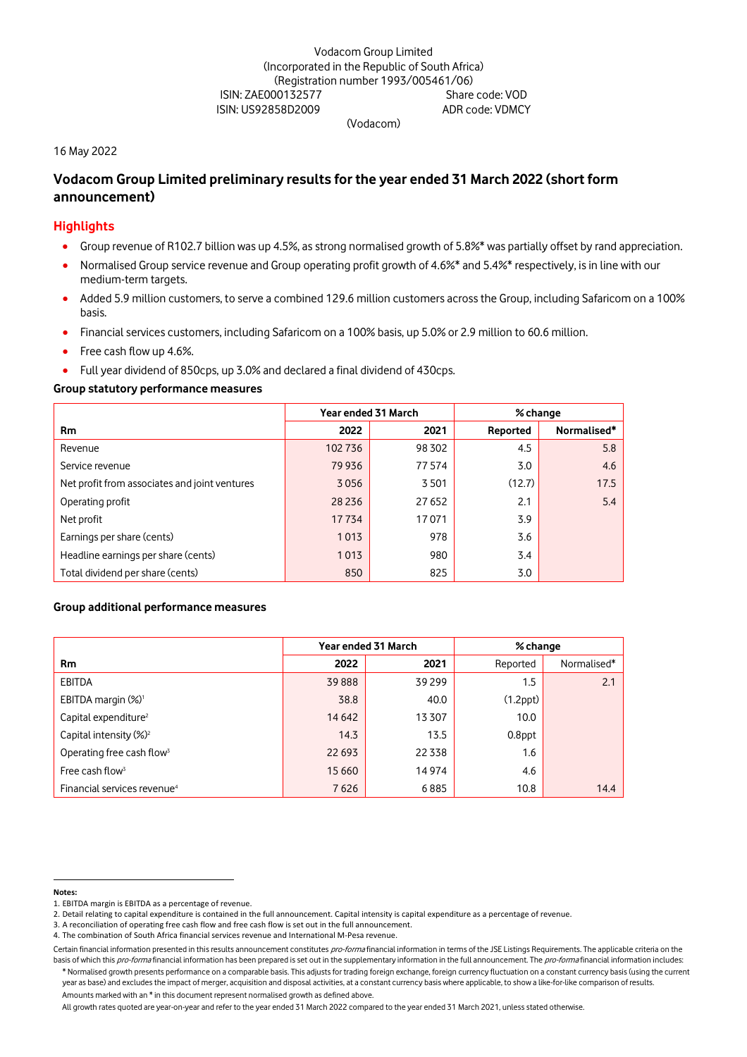Vodacom Group Limited
(Incorporated in the Republic of South Africa)
(Registration number 1993/005461/06)
ISIN: ZAE000132577 Share code: VOD
ISIN: US92858D2009 ADR code: VDMCY
(Vodacom)

16 May 2022

# Vodacom Group Limited preliminary results for the year ended 31 March 2022 (short form announcement)

## Highlights

- Group revenue of R102.7 billion was up 4.5%, as strong normalised growth of 5.8%* was partially offset by rand appreciation.
- Normalised Group service revenue and Group operating profit growth of 4.6%* and 5.4%* respectively, is in line with our medium-term targets.
- Added 5.9 million customers, to serve a combined 129.6 million customers across the Group, including Safaricom on a 100% basis.
- Financial services customers, including Safaricom on a 100% basis, up 5.0% or 2.9 million to 60.6 million.
- Free cash flow up 4.6%.
- Full year dividend of 850cps, up 3.0% and declared a final dividend of 430cps.

### Group statutory performance measures

| | Year ended 31 March | | % change | |
|---|---|---|---|---|
| **Rm** | **2022** | **2021** | **Reported** | **Normalised*** |
| Revenue | 102 736 | 98 302 | 4.5 | 5.8 |
| Service revenue | 79 936 | 77 574 | 3.0 | 4.6 |
| Net profit from associates and joint ventures | 3 056 | 3 501 | (12.7) | 17.5 |
| Operating profit | 28 236 | 27 652 | 2.1 | 5.4 |
| Net profit | 17 734 | 17 071 | 3.9 | |
| Earnings per share (cents) | 1 013 | 978 | 3.6 | |
| Headline earnings per share (cents) | 1 013 | 980 | 3.4 | |
| Total dividend per share (cents) | 850 | 825 | 3.0 | |

### Group additional performance measures

| | Year ended 31 March | | % change | |
|---|---|---|---|---|
| **Rm** | **2022** | **2021** | Reported | Normalised* |
| EBITDA | 39 888 | 39 299 | 1.5 | 2.1 |
| EBITDA margin (%)[1] | 38.8 | 40.0 | (1.2ppt) | |
| Capital expenditure[2] | 14 642 | 13 307 | 10.0 | |
| Capital intensity (%)[2] | 14.3 | 13.5 | 0.8ppt | |
| Operating free cash flow[3] | 22 693 | 22 338 | 1.6 | |
| Free cash flow[3] | 15 660 | 14 974 | 4.6 | |
| Financial services revenue[4] | 7 626 | 6 885 | 10.8 | 14.4 |

**Notes:**
1. EBITDA margin is EBITDA as a percentage of revenue.
2. Detail relating to capital expenditure is contained in the full announcement. Capital intensity is capital expenditure as a percentage of revenue.
3. A reconciliation of operating free cash flow and free cash flow is set out in the full announcement.
4. The combination of South Africa financial services revenue and International M-Pesa revenue.

Certain financial information presented in this results announcement constitutes *pro-forma* financial information in terms of the JSE Listings Requirements. The applicable criteria on the basis of which this *pro-forma* financial information has been prepared is set out in the supplementary information in the full announcement. The *pro-forma* financial information includes:

\* Normalised growth presents performance on a comparable basis. This adjusts for trading foreign exchange, foreign currency fluctuation on a constant currency basis (using the current year as base) and excludes the impact of merger, acquisition and disposal activities, at a constant currency basis where applicable, to show a like-for-like comparison of results.

Amounts marked with an * in this document represent normalised growth as defined above.

All growth rates quoted are year-on-year and refer to the year ended 31 March 2022 compared to the year ended 31 March 2021, unless stated otherwise.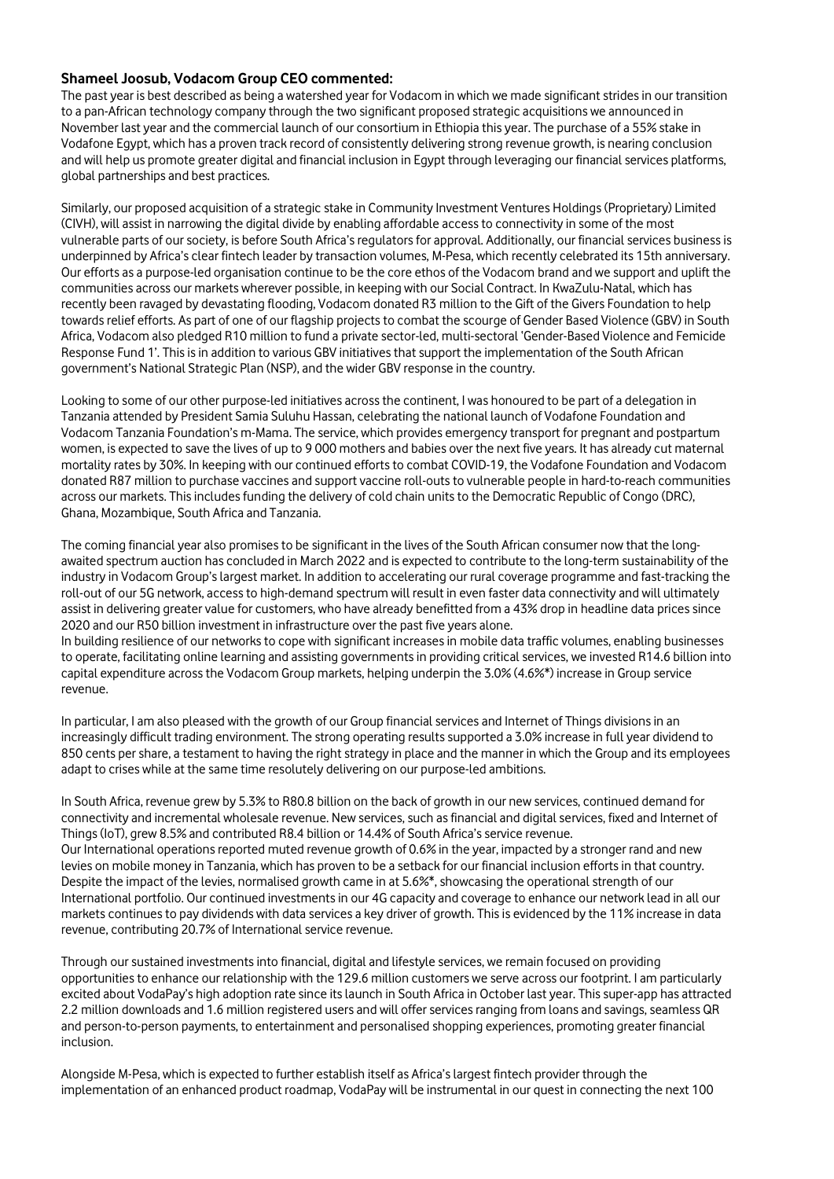**Shameel Joosub, Vodacom Group CEO commented:**

The past year is best described as being a watershed year for Vodacom in which we made significant strides in our transition to a pan-African technology company through the two significant proposed strategic acquisitions we announced in November last year and the commercial launch of our consortium in Ethiopia this year. The purchase of a 55% stake in Vodafone Egypt, which has a proven track record of consistently delivering strong revenue growth, is nearing conclusion and will help us promote greater digital and financial inclusion in Egypt through leveraging our financial services platforms, global partnerships and best practices.

Similarly, our proposed acquisition of a strategic stake in Community Investment Ventures Holdings (Proprietary) Limited (CIVH), will assist in narrowing the digital divide by enabling affordable access to connectivity in some of the most vulnerable parts of our society, is before South Africa's regulators for approval. Additionally, our financial services business is underpinned by Africa's clear fintech leader by transaction volumes, M-Pesa, which recently celebrated its 15th anniversary. Our efforts as a purpose-led organisation continue to be the core ethos of the Vodacom brand and we support and uplift the communities across our markets wherever possible, in keeping with our Social Contract. In KwaZulu-Natal, which has recently been ravaged by devastating flooding, Vodacom donated R3 million to the Gift of the Givers Foundation to help towards relief efforts. As part of one of our flagship projects to combat the scourge of Gender Based Violence (GBV) in South Africa, Vodacom also pledged R10 million to fund a private sector-led, multi-sectoral 'Gender-Based Violence and Femicide Response Fund 1'. This is in addition to various GBV initiatives that support the implementation of the South African government's National Strategic Plan (NSP), and the wider GBV response in the country.

Looking to some of our other purpose-led initiatives across the continent, I was honoured to be part of a delegation in Tanzania attended by President Samia Suluhu Hassan, celebrating the national launch of Vodafone Foundation and Vodacom Tanzania Foundation's m-Mama. The service, which provides emergency transport for pregnant and postpartum women, is expected to save the lives of up to 9 000 mothers and babies over the next five years. It has already cut maternal mortality rates by 30%. In keeping with our continued efforts to combat COVID-19, the Vodafone Foundation and Vodacom donated R87 million to purchase vaccines and support vaccine roll-outs to vulnerable people in hard-to-reach communities across our markets. This includes funding the delivery of cold chain units to the Democratic Republic of Congo (DRC), Ghana, Mozambique, South Africa and Tanzania.

The coming financial year also promises to be significant in the lives of the South African consumer now that the long-awaited spectrum auction has concluded in March 2022 and is expected to contribute to the long-term sustainability of the industry in Vodacom Group's largest market. In addition to accelerating our rural coverage programme and fast-tracking the roll-out of our 5G network, access to high-demand spectrum will result in even faster data connectivity and will ultimately assist in delivering greater value for customers, who have already benefitted from a 43% drop in headline data prices since 2020 and our R50 billion investment in infrastructure over the past five years alone.

In building resilience of our networks to cope with significant increases in mobile data traffic volumes, enabling businesses to operate, facilitating online learning and assisting governments in providing critical services, we invested R14.6 billion into capital expenditure across the Vodacom Group markets, helping underpin the 3.0% (4.6%*) increase in Group service revenue.

In particular, I am also pleased with the growth of our Group financial services and Internet of Things divisions in an increasingly difficult trading environment. The strong operating results supported a 3.0% increase in full year dividend to 850 cents per share, a testament to having the right strategy in place and the manner in which the Group and its employees adapt to crises while at the same time resolutely delivering on our purpose-led ambitions.

In South Africa, revenue grew by 5.3% to R80.8 billion on the back of growth in our new services, continued demand for connectivity and incremental wholesale revenue. New services, such as financial and digital services, fixed and Internet of Things (IoT), grew 8.5% and contributed R8.4 billion or 14.4% of South Africa's service revenue.

Our International operations reported muted revenue growth of 0.6% in the year, impacted by a stronger rand and new levies on mobile money in Tanzania, which has proven to be a setback for our financial inclusion efforts in that country. Despite the impact of the levies, normalised growth came in at 5.6%*, showcasing the operational strength of our International portfolio. Our continued investments in our 4G capacity and coverage to enhance our network lead in all our markets continues to pay dividends with data services a key driver of growth. This is evidenced by the 11% increase in data revenue, contributing 20.7% of International service revenue.

Through our sustained investments into financial, digital and lifestyle services, we remain focused on providing opportunities to enhance our relationship with the 129.6 million customers we serve across our footprint. I am particularly excited about VodaPay's high adoption rate since its launch in South Africa in October last year. This super-app has attracted 2.2 million downloads and 1.6 million registered users and will offer services ranging from loans and savings, seamless QR and person-to-person payments, to entertainment and personalised shopping experiences, promoting greater financial inclusion.

Alongside M-Pesa, which is expected to further establish itself as Africa's largest fintech provider through the implementation of an enhanced product roadmap, VodaPay will be instrumental in our quest in connecting the next 100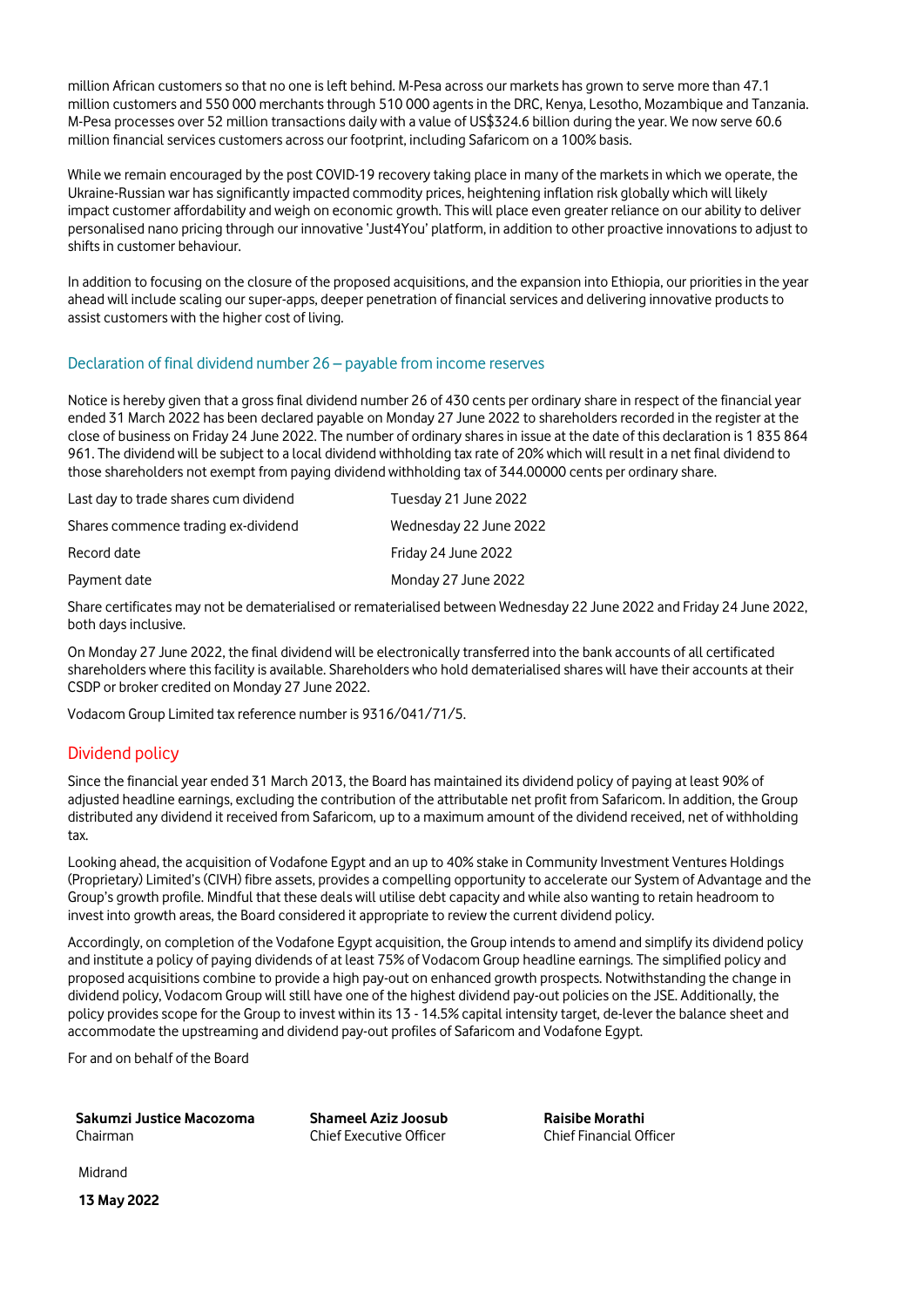million African customers so that no one is left behind. M-Pesa across our markets has grown to serve more than 47.1 million customers and 550 000 merchants through 510 000 agents in the DRC, Kenya, Lesotho, Mozambique and Tanzania. M-Pesa processes over 52 million transactions daily with a value of US$324.6 billion during the year. We now serve 60.6 million financial services customers across our footprint, including Safaricom on a 100% basis.

While we remain encouraged by the post COVID-19 recovery taking place in many of the markets in which we operate, the Ukraine-Russian war has significantly impacted commodity prices, heightening inflation risk globally which will likely impact customer affordability and weigh on economic growth. This will place even greater reliance on our ability to deliver personalised nano pricing through our innovative 'Just4You' platform, in addition to other proactive innovations to adjust to shifts in customer behaviour.

In addition to focusing on the closure of the proposed acquisitions, and the expansion into Ethiopia, our priorities in the year ahead will include scaling our super-apps, deeper penetration of financial services and delivering innovative products to assist customers with the higher cost of living.

### Declaration of final dividend number 26 – payable from income reserves

Notice is hereby given that a gross final dividend number 26 of 430 cents per ordinary share in respect of the financial year ended 31 March 2022 has been declared payable on Monday 27 June 2022 to shareholders recorded in the register at the close of business on Friday 24 June 2022. The number of ordinary shares in issue at the date of this declaration is 1 835 864 961. The dividend will be subject to a local dividend withholding tax rate of 20% which will result in a net final dividend to those shareholders not exempt from paying dividend withholding tax of 344.00000 cents per ordinary share.

| | |
|---|---|
| Last day to trade shares cum dividend | Tuesday 21 June 2022 |
| Shares commence trading ex-dividend | Wednesday 22 June 2022 |
| Record date | Friday 24 June 2022 |
| Payment date | Monday 27 June 2022 |

Share certificates may not be dematerialised or rematerialised between Wednesday 22 June 2022 and Friday 24 June 2022, both days inclusive.

On Monday 27 June 2022, the final dividend will be electronically transferred into the bank accounts of all certificated shareholders where this facility is available. Shareholders who hold dematerialised shares will have their accounts at their CSDP or broker credited on Monday 27 June 2022.

Vodacom Group Limited tax reference number is 9316/041/71/5.

## Dividend policy

Since the financial year ended 31 March 2013, the Board has maintained its dividend policy of paying at least 90% of adjusted headline earnings, excluding the contribution of the attributable net profit from Safaricom. In addition, the Group distributed any dividend it received from Safaricom, up to a maximum amount of the dividend received, net of withholding tax.

Looking ahead, the acquisition of Vodafone Egypt and an up to 40% stake in Community Investment Ventures Holdings (Proprietary) Limited's (CIVH) fibre assets, provides a compelling opportunity to accelerate our System of Advantage and the Group's growth profile. Mindful that these deals will utilise debt capacity and while also wanting to retain headroom to invest into growth areas, the Board considered it appropriate to review the current dividend policy.

Accordingly, on completion of the Vodafone Egypt acquisition, the Group intends to amend and simplify its dividend policy and institute a policy of paying dividends of at least 75% of Vodacom Group headline earnings. The simplified policy and proposed acquisitions combine to provide a high pay-out on enhanced growth prospects. Notwithstanding the change in dividend policy, Vodacom Group will still have one of the highest dividend pay-out policies on the JSE. Additionally, the policy provides scope for the Group to invest within its 13 - 14.5% capital intensity target, de-lever the balance sheet and accommodate the upstreaming and dividend pay-out profiles of Safaricom and Vodafone Egypt.

For and on behalf of the Board

**Sakumzi Justice Macozoma**
Chairman

**Shameel Aziz Joosub**
Chief Executive Officer

**Raisibe Morathi**
Chief Financial Officer

Midrand

**13 May 2022**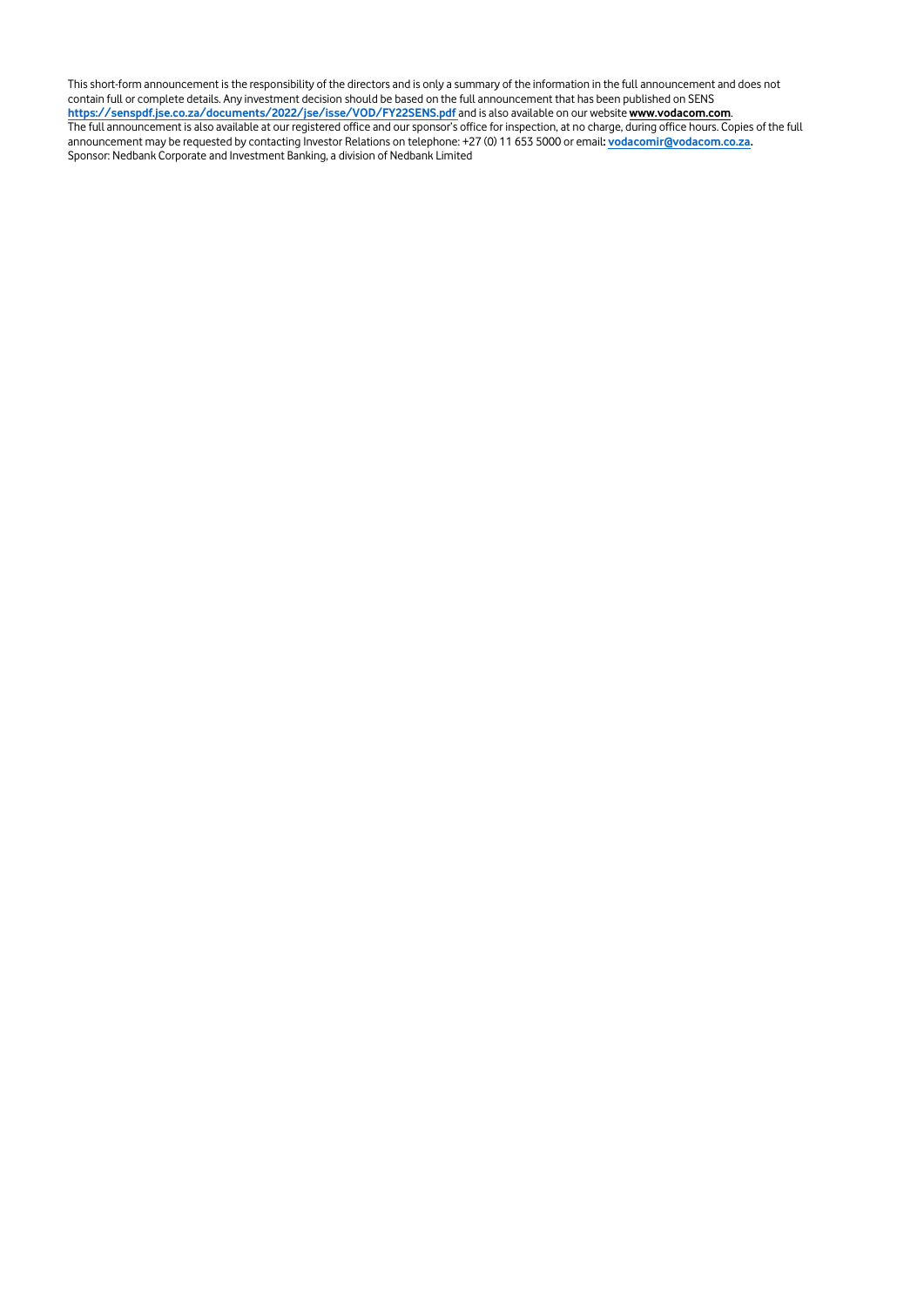This short-form announcement is the responsibility of the directors and is only a summary of the information in the full announcement and does not contain full or complete details. Any investment decision should be based on the full announcement that has been published on SENS **https://senspdf.jse.co.za/documents/2022/jse/isse/VOD/FY22SENS.pdf** and is also available on our website **www.vodacom.com**.

The full announcement is also available at our registered office and our sponsor's office for inspection, at no charge, during office hours. Copies of the full announcement may be requested by contacting Investor Relations on telephone: +27 (0) 11 653 5000 or email: **vodacomir@vodacom.co.za**.

Sponsor: Nedbank Corporate and Investment Banking, a division of Nedbank Limited